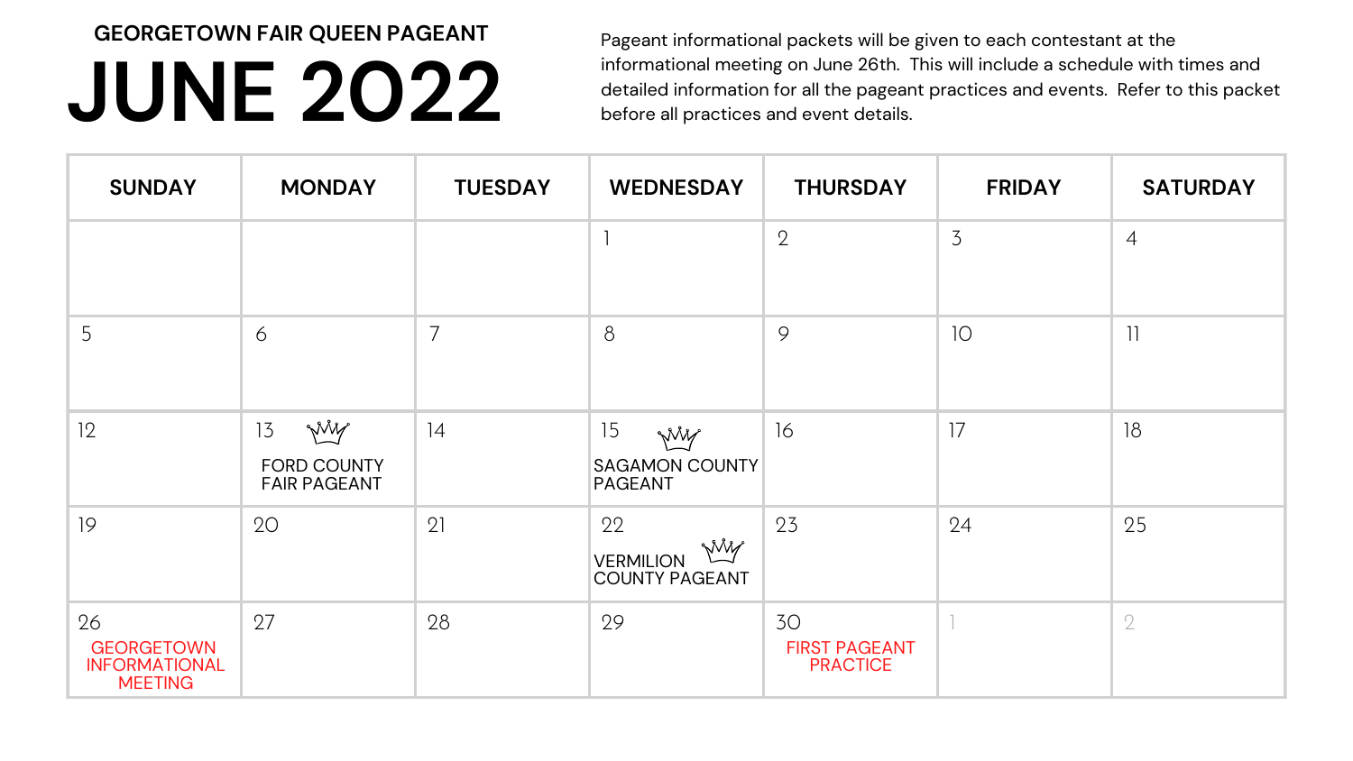### GEORGETOWN FAIR QUEEN PAGEANT

# JUNE 2022

Pageant informational packets will be given to each contestant at the informational meeting on June 26th. This will include a schedule with times and detailed information for all the pageant practices and events. Refer to this packet before all practices and event details.

| SUNDAY | MONDAY | TUESDAY | WEDNESDAY | THURSDAY | FRIDAY | SATURDAY |
|---|---|---|---|---|---|---|
| | | | 1 | 2 | 3 | 4 |
| 5 | 6 | 7 | 8 | 9 | 10 | 11 |
| 12 | 13 FORD COUNTY FAIR PAGEANT | 14 | 15 SAGAMON COUNTY PAGEANT | 16 | 17 | 18 |
| 19 | 20 | 21 | 22 VERMILION COUNTY PAGEANT | 23 | 24 | 25 |
| 26 GEORGETOWN INFORMATIONAL MEETING | 27 | 28 | 29 | 30 FIRST PAGEANT PRACTICE | 1 | 2 |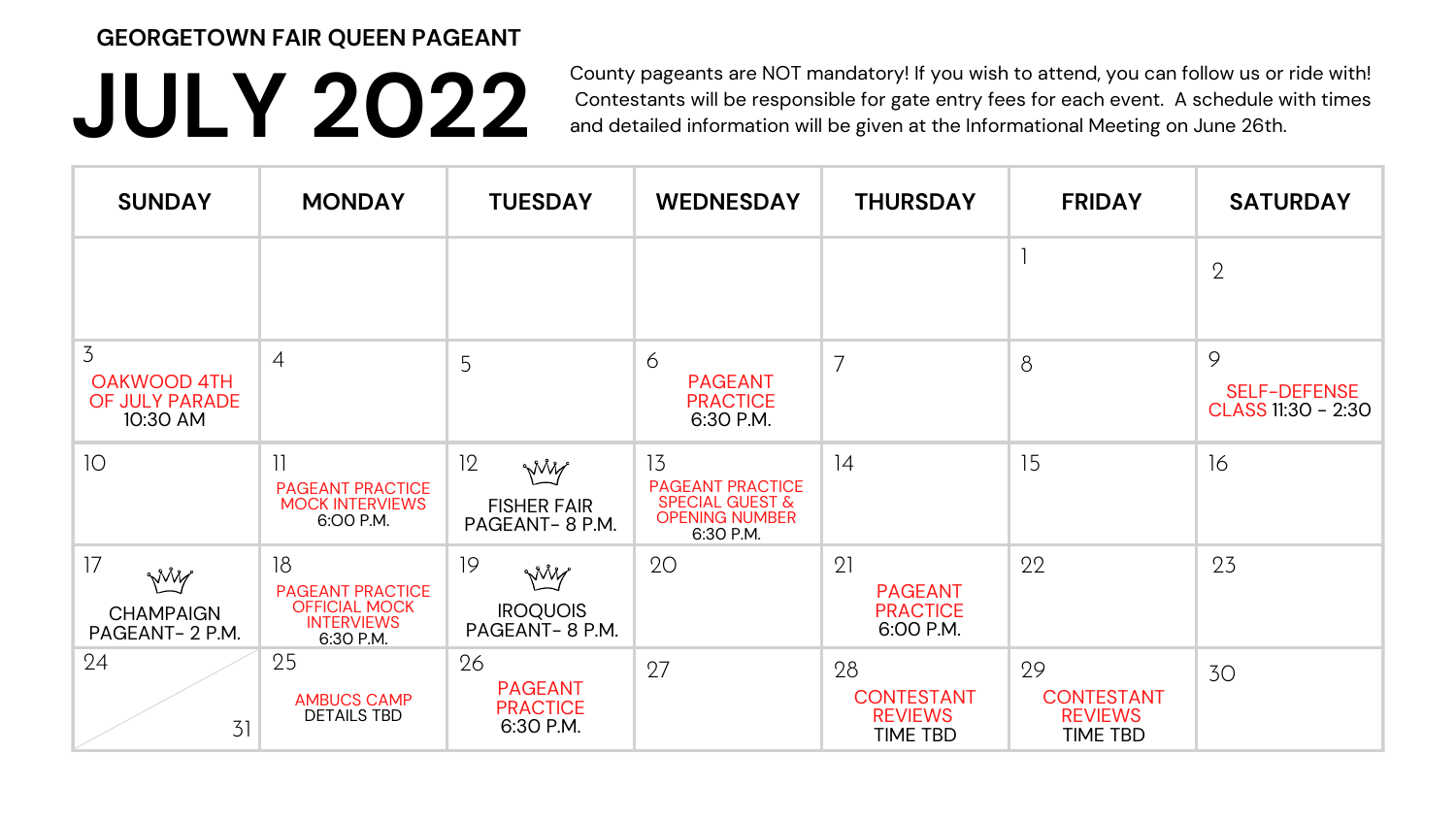GEORGETOWN FAIR QUEEN PAGEANT

# JULY 2022

County pageants are NOT mandatory! If you wish to attend, you can follow us or ride with! Contestants will be responsible for gate entry fees for each event. A schedule with times and detailed information will be given at the Informational Meeting on June 26th.

| SUNDAY | MONDAY | TUESDAY | WEDNESDAY | THURSDAY | FRIDAY | SATURDAY |
|---|---|---|---|---|---|---|
| | | | | | 1 | 2 |
| 3 OAKWOOD 4TH OF JULY PARADE 10:30 AM | 4 | 5 | 6 PAGEANT PRACTICE 6:30 P.M. | 7 | 8 | 9 SELF-DEFENSE CLASS 11:30 - 2:30 |
| 10 | 11 PAGEANT PRACTICE MOCK INTERVIEWS 6:00 P.M. | 12 FISHER FAIR PAGEANT- 8 P.M. | 13 PAGEANT PRACTICE SPECIAL GUEST & OPENING NUMBER 6:30 P.M. | 14 | 15 | 16 |
| 17 CHAMPAIGN PAGEANT- 2 P.M. | 18 PAGEANT PRACTICE OFFICIAL MOCK INTERVIEWS 6:30 P.M. | 19 IROQUOIS PAGEANT- 8 P.M. | 20 | 21 PAGEANT PRACTICE 6:00 P.M. | 22 | 23 |
| 24 / 31 | 25 AMBUCS CAMP DETAILS TBD | 26 PAGEANT PRACTICE 6:30 P.M. | 27 | 28 CONTESTANT REVIEWS TIME TBD | 29 CONTESTANT REVIEWS TIME TBD | 30 |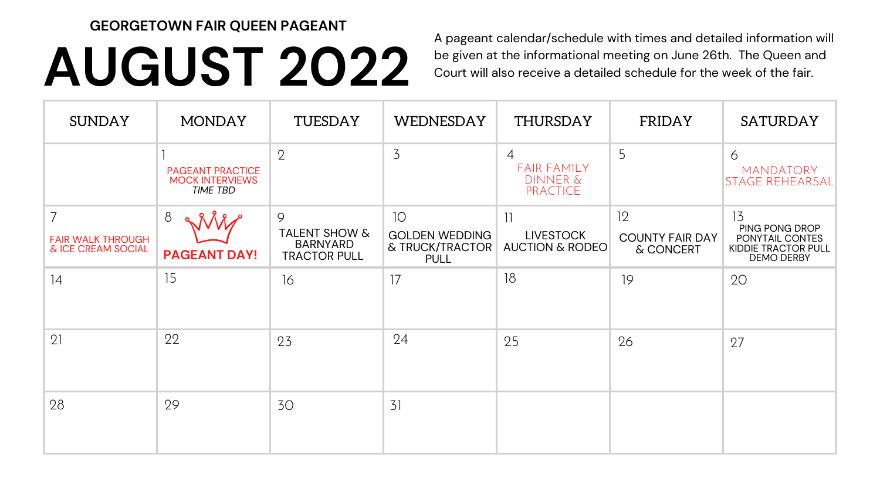**GEORGETOWN FAIR QUEEN PAGEANT**

# AUGUST 2022

A pageant calendar/schedule with times and detailed information will be given at the informational meeting on June 26th. The Queen and Court will also receive a detailed schedule for the week of the fair.

| SUNDAY | MONDAY | TUESDAY | WEDNESDAY | THURSDAY | FRIDAY | SATURDAY |
|---|---|---|---|---|---|---|
| | 1 PAGEANT PRACTICE MOCK INTERVIEWS *TIME TBD* | 2 | 3 | 4 FAIR FAMILY DINNER & PRACTICE | 5 | 6 MANDATORY STAGE REHEARSAL |
| 7 FAIR WALK THROUGH & ICE CREAM SOCIAL | 8 **PAGEANT DAY!** | 9 TALENT SHOW & BARNYARD TRACTOR PULL | 10 GOLDEN WEDDING & TRUCK/TRACTOR PULL | 11 LIVESTOCK AUCTION & RODEO | 12 COUNTY FAIR DAY & CONCERT | 13 PING PONG DROP PONYTAIL CONTES KIDDIE TRACTOR PULL DEMO DERBY |
| 14 | 15 | 16 | 17 | 18 | 19 | 20 |
| 21 | 22 | 23 | 24 | 25 | 26 | 27 |
| 28 | 29 | 30 | 31 | | | |